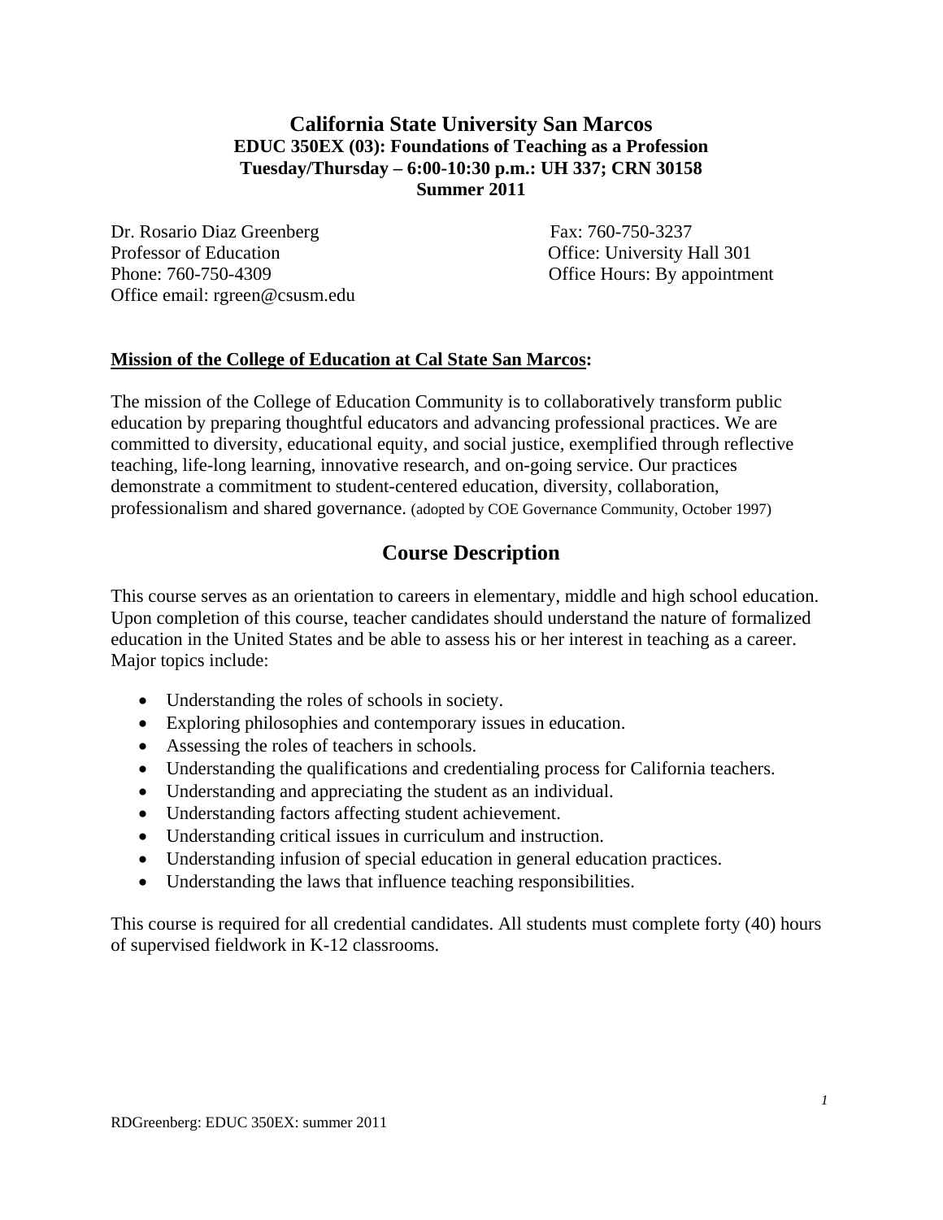# California State University San Marcos

**EDUC 350EX (03): Foundations of Teaching as a Profession**
**Tuesday/Thursday – 6:00-10:30 p.m.: UH 337; CRN 30158**
**Summer 2011**

Dr. Rosario Diaz Greenberg
Professor of Education
Phone: 760-750-4309
Office email: rgreen@csusm.edu

Fax: 760-750-3237
Office: University Hall 301
Office Hours: By appointment

**Mission of the College of Education at Cal State San Marcos:**

The mission of the College of Education Community is to collaboratively transform public education by preparing thoughtful educators and advancing professional practices. We are committed to diversity, educational equity, and social justice, exemplified through reflective teaching, life-long learning, innovative research, and on-going service. Our practices demonstrate a commitment to student-centered education, diversity, collaboration, professionalism and shared governance. (adopted by COE Governance Community, October 1997)

## Course Description

This course serves as an orientation to careers in elementary, middle and high school education. Upon completion of this course, teacher candidates should understand the nature of formalized education in the United States and be able to assess his or her interest in teaching as a career. Major topics include:

- Understanding the roles of schools in society.
- Exploring philosophies and contemporary issues in education.
- Assessing the roles of teachers in schools.
- Understanding the qualifications and credentialing process for California teachers.
- Understanding and appreciating the student as an individual.
- Understanding factors affecting student achievement.
- Understanding critical issues in curriculum and instruction.
- Understanding infusion of special education in general education practices.
- Understanding the laws that influence teaching responsibilities.

This course is required for all credential candidates. All students must complete forty (40) hours of supervised fieldwork in K-12 classrooms.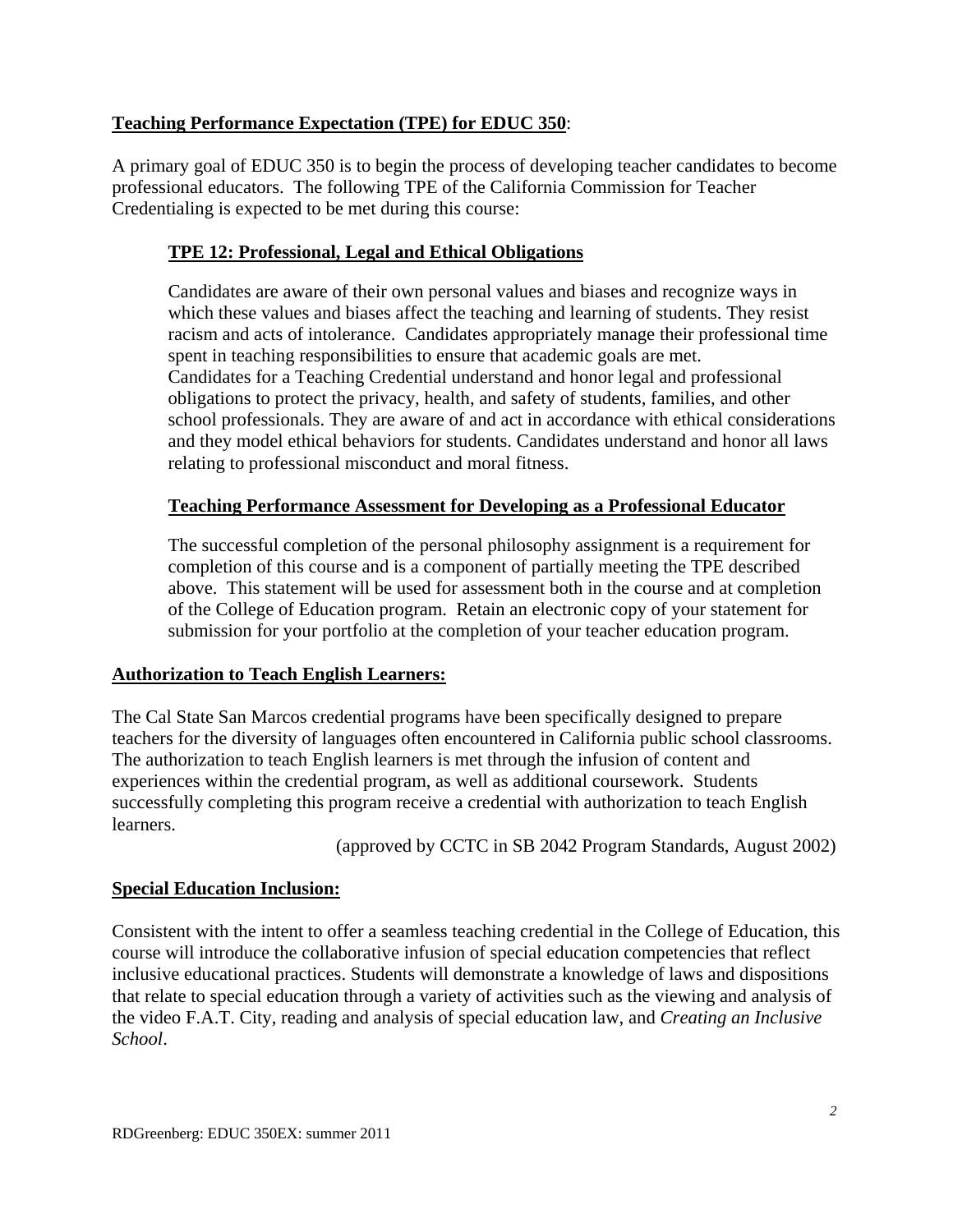## **Teaching Performance Expectation (TPE) for EDUC 350**:

A primary goal of EDUC 350 is to begin the process of developing teacher candidates to become professional educators. The following TPE of the California Commission for Teacher Credentialing is expected to be met during this course:

### **TPE 12: Professional, Legal and Ethical Obligations**

Candidates are aware of their own personal values and biases and recognize ways in which these values and biases affect the teaching and learning of students. They resist racism and acts of intolerance. Candidates appropriately manage their professional time spent in teaching responsibilities to ensure that academic goals are met. Candidates for a Teaching Credential understand and honor legal and professional obligations to protect the privacy, health, and safety of students, families, and other school professionals. They are aware of and act in accordance with ethical considerations and they model ethical behaviors for students. Candidates understand and honor all laws relating to professional misconduct and moral fitness.

### **Teaching Performance Assessment for Developing as a Professional Educator**

The successful completion of the personal philosophy assignment is a requirement for completion of this course and is a component of partially meeting the TPE described above. This statement will be used for assessment both in the course and at completion of the College of Education program. Retain an electronic copy of your statement for submission for your portfolio at the completion of your teacher education program.

## **Authorization to Teach English Learners:**

The Cal State San Marcos credential programs have been specifically designed to prepare teachers for the diversity of languages often encountered in California public school classrooms. The authorization to teach English learners is met through the infusion of content and experiences within the credential program, as well as additional coursework. Students successfully completing this program receive a credential with authorization to teach English learners.

(approved by CCTC in SB 2042 Program Standards, August 2002)

## **Special Education Inclusion:**

Consistent with the intent to offer a seamless teaching credential in the College of Education, this course will introduce the collaborative infusion of special education competencies that reflect inclusive educational practices. Students will demonstrate a knowledge of laws and dispositions that relate to special education through a variety of activities such as the viewing and analysis of the video F.A.T. City, reading and analysis of special education law, and *Creating an Inclusive School*.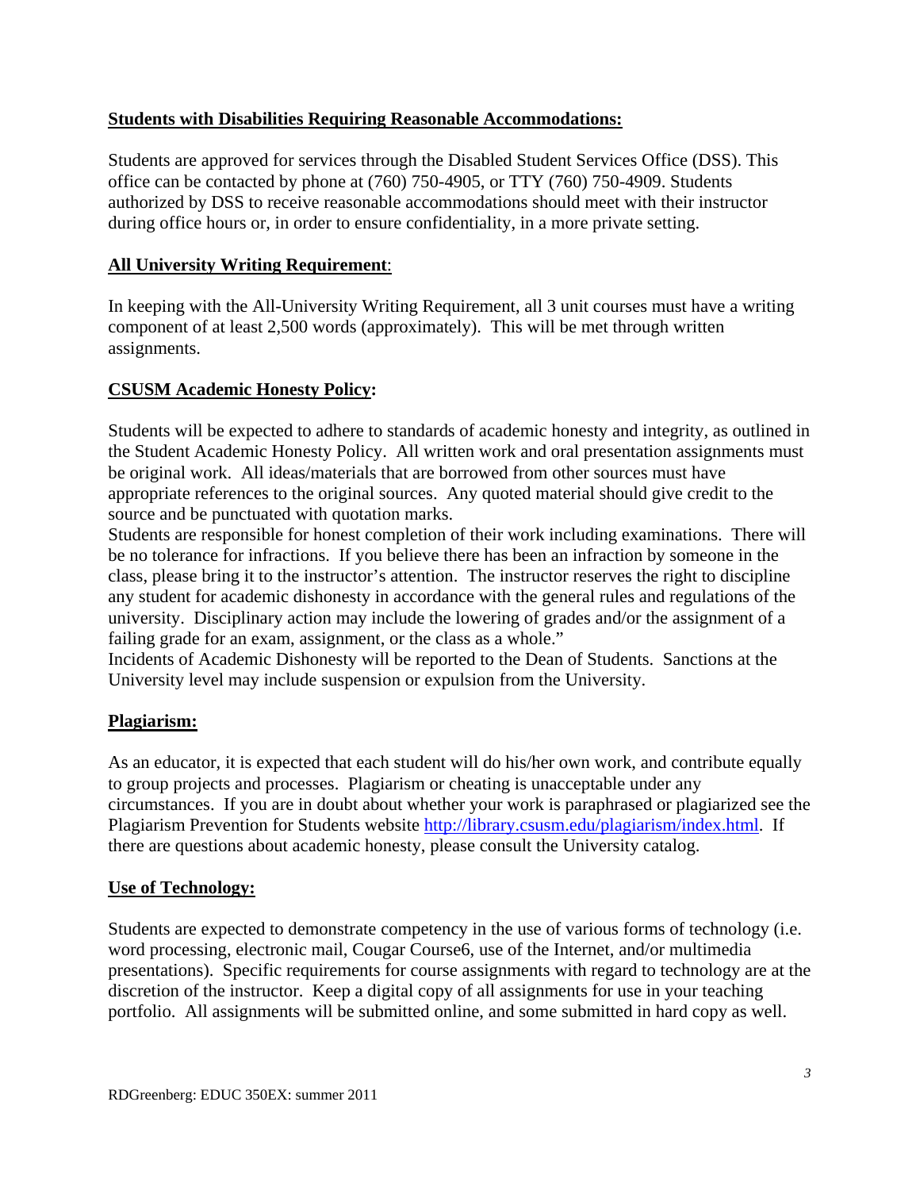## Students with Disabilities Requiring Reasonable Accommodations:

Students are approved for services through the Disabled Student Services Office (DSS). This office can be contacted by phone at (760) 750-4905, or TTY (760) 750-4909. Students authorized by DSS to receive reasonable accommodations should meet with their instructor during office hours or, in order to ensure confidentiality, in a more private setting.

## All University Writing Requirement:

In keeping with the All-University Writing Requirement, all 3 unit courses must have a writing component of at least 2,500 words (approximately). This will be met through written assignments.

## CSUSM Academic Honesty Policy:

Students will be expected to adhere to standards of academic honesty and integrity, as outlined in the Student Academic Honesty Policy. All written work and oral presentation assignments must be original work. All ideas/materials that are borrowed from other sources must have appropriate references to the original sources. Any quoted material should give credit to the source and be punctuated with quotation marks.
Students are responsible for honest completion of their work including examinations. There will be no tolerance for infractions. If you believe there has been an infraction by someone in the class, please bring it to the instructor's attention. The instructor reserves the right to discipline any student for academic dishonesty in accordance with the general rules and regulations of the university. Disciplinary action may include the lowering of grades and/or the assignment of a failing grade for an exam, assignment, or the class as a whole."
Incidents of Academic Dishonesty will be reported to the Dean of Students. Sanctions at the University level may include suspension or expulsion from the University.

## Plagiarism:

As an educator, it is expected that each student will do his/her own work, and contribute equally to group projects and processes. Plagiarism or cheating is unacceptable under any circumstances. If you are in doubt about whether your work is paraphrased or plagiarized see the Plagiarism Prevention for Students website http://library.csusm.edu/plagiarism/index.html. If there are questions about academic honesty, please consult the University catalog.

## Use of Technology:

Students are expected to demonstrate competency in the use of various forms of technology (i.e. word processing, electronic mail, Cougar Course6, use of the Internet, and/or multimedia presentations). Specific requirements for course assignments with regard to technology are at the discretion of the instructor. Keep a digital copy of all assignments for use in your teaching portfolio. All assignments will be submitted online, and some submitted in hard copy as well.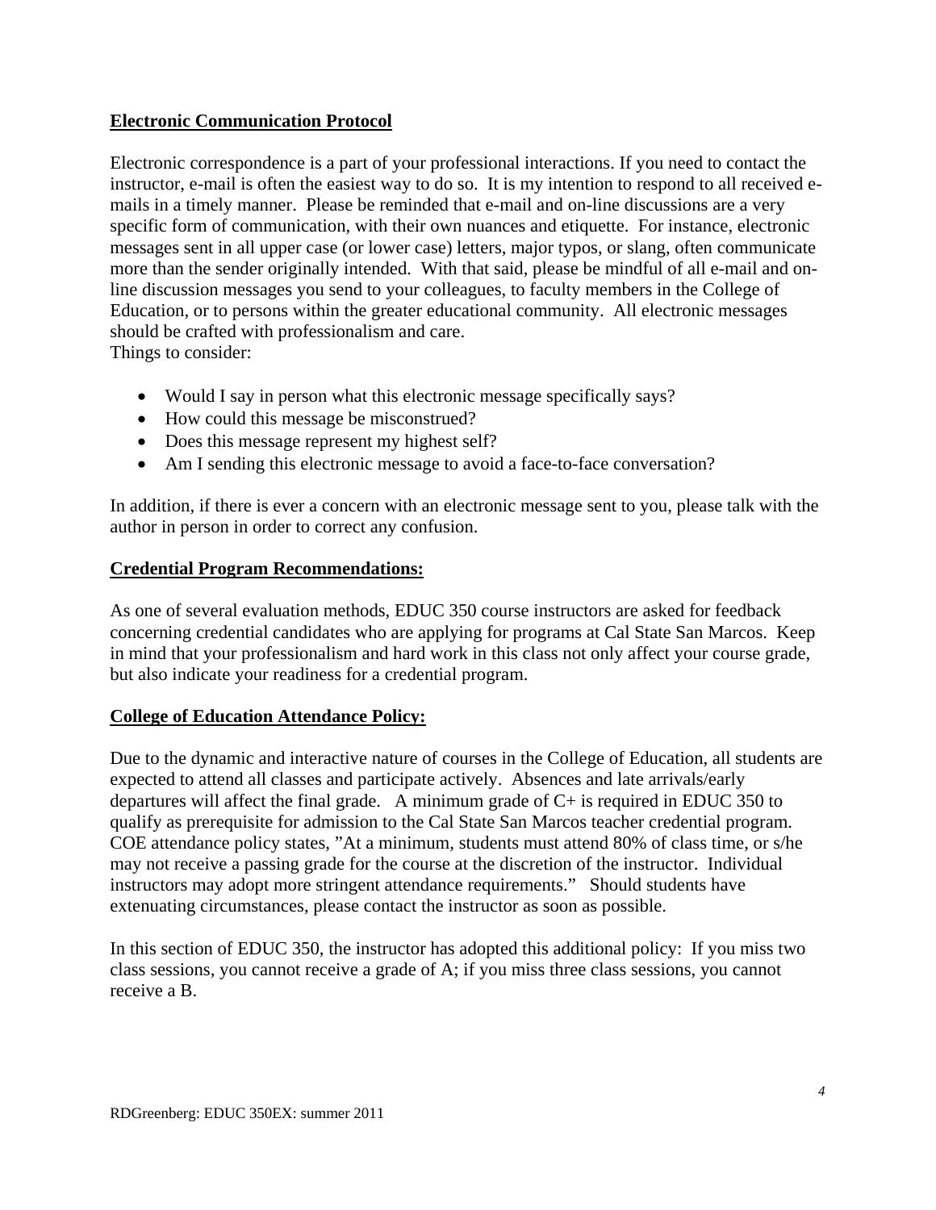**Electronic Communication Protocol**

Electronic correspondence is a part of your professional interactions. If you need to contact the instructor, e-mail is often the easiest way to do so. It is my intention to respond to all received e-mails in a timely manner. Please be reminded that e-mail and on-line discussions are a very specific form of communication, with their own nuances and etiquette. For instance, electronic messages sent in all upper case (or lower case) letters, major typos, or slang, often communicate more than the sender originally intended. With that said, please be mindful of all e-mail and on-line discussion messages you send to your colleagues, to faculty members in the College of Education, or to persons within the greater educational community. All electronic messages should be crafted with professionalism and care.
Things to consider:

- Would I say in person what this electronic message specifically says?
- How could this message be misconstrued?
- Does this message represent my highest self?
- Am I sending this electronic message to avoid a face-to-face conversation?

In addition, if there is ever a concern with an electronic message sent to you, please talk with the author in person in order to correct any confusion.

**Credential Program Recommendations:**

As one of several evaluation methods, EDUC 350 course instructors are asked for feedback concerning credential candidates who are applying for programs at Cal State San Marcos. Keep in mind that your professionalism and hard work in this class not only affect your course grade, but also indicate your readiness for a credential program.

**College of Education Attendance Policy:**

Due to the dynamic and interactive nature of courses in the College of Education, all students are expected to attend all classes and participate actively. Absences and late arrivals/early departures will affect the final grade. A minimum grade of C+ is required in EDUC 350 to qualify as prerequisite for admission to the Cal State San Marcos teacher credential program. COE attendance policy states, "At a minimum, students must attend 80% of class time, or s/he may not receive a passing grade for the course at the discretion of the instructor. Individual instructors may adopt more stringent attendance requirements." Should students have extenuating circumstances, please contact the instructor as soon as possible.

In this section of EDUC 350, the instructor has adopted this additional policy: If you miss two class sessions, you cannot receive a grade of A; if you miss three class sessions, you cannot receive a B.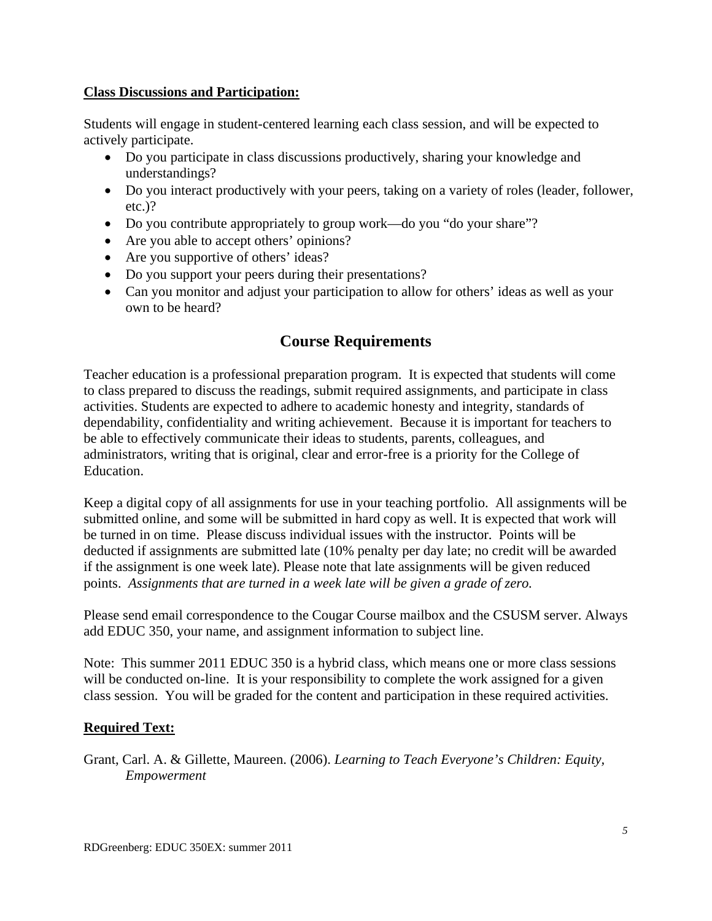**Class Discussions and Participation:**

Students will engage in student-centered learning each class session, and will be expected to actively participate.

- Do you participate in class discussions productively, sharing your knowledge and understandings?
- Do you interact productively with your peers, taking on a variety of roles (leader, follower, etc.)?
- Do you contribute appropriately to group work—do you "do your share"?
- Are you able to accept others' opinions?
- Are you supportive of others' ideas?
- Do you support your peers during their presentations?
- Can you monitor and adjust your participation to allow for others' ideas as well as your own to be heard?

## Course Requirements

Teacher education is a professional preparation program. It is expected that students will come to class prepared to discuss the readings, submit required assignments, and participate in class activities. Students are expected to adhere to academic honesty and integrity, standards of dependability, confidentiality and writing achievement. Because it is important for teachers to be able to effectively communicate their ideas to students, parents, colleagues, and administrators, writing that is original, clear and error-free is a priority for the College of Education.

Keep a digital copy of all assignments for use in your teaching portfolio. All assignments will be submitted online, and some will be submitted in hard copy as well. It is expected that work will be turned in on time. Please discuss individual issues with the instructor. Points will be deducted if assignments are submitted late (10% penalty per day late; no credit will be awarded if the assignment is one week late). Please note that late assignments will be given reduced points. *Assignments that are turned in a week late will be given a grade of zero.*

Please send email correspondence to the Cougar Course mailbox and the CSUSM server. Always add EDUC 350, your name, and assignment information to subject line.

Note: This summer 2011 EDUC 350 is a hybrid class, which means one or more class sessions will be conducted on-line. It is your responsibility to complete the work assigned for a given class session. You will be graded for the content and participation in these required activities.

**Required Text:**

Grant, Carl. A. & Gillette, Maureen. (2006). *Learning to Teach Everyone's Children: Equity, Empowerment*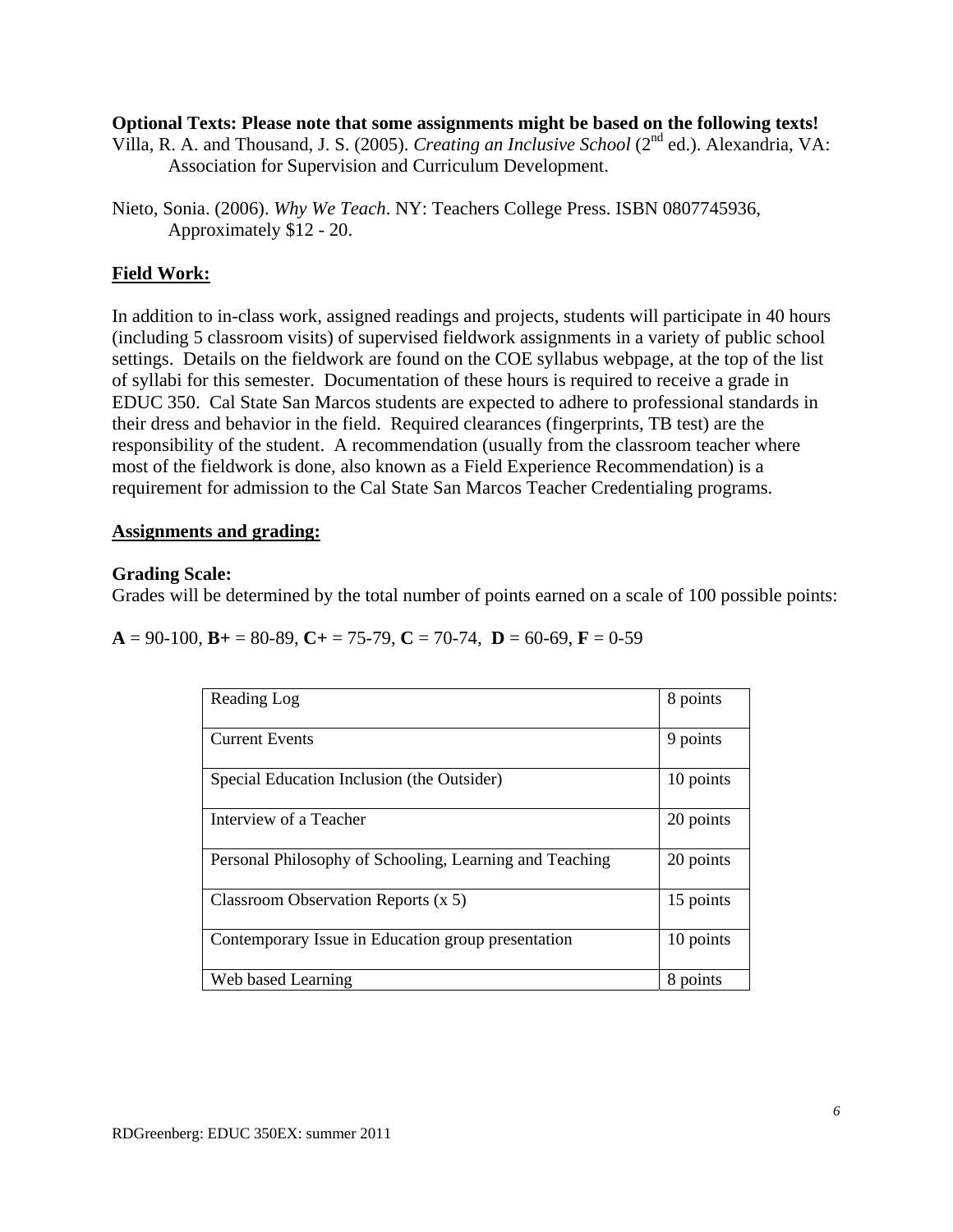**Optional Texts: Please note that some assignments might be based on the following texts!**

Villa, R. A. and Thousand, J. S. (2005). *Creating an Inclusive School* ($2^{nd}$ ed.). Alexandria, VA: Association for Supervision and Curriculum Development.

Nieto, Sonia. (2006). *Why We Teach*. NY: Teachers College Press. ISBN 0807745936, Approximately $12 - 20.

## Field Work:

In addition to in-class work, assigned readings and projects, students will participate in 40 hours (including 5 classroom visits) of supervised fieldwork assignments in a variety of public school settings. Details on the fieldwork are found on the COE syllabus webpage, at the top of the list of syllabi for this semester. Documentation of these hours is required to receive a grade in EDUC 350. Cal State San Marcos students are expected to adhere to professional standards in their dress and behavior in the field. Required clearances (fingerprints, TB test) are the responsibility of the student. A recommendation (usually from the classroom teacher where most of the fieldwork is done, also known as a Field Experience Recommendation) is a requirement for admission to the Cal State San Marcos Teacher Credentialing programs.

## Assignments and grading:

### Grading Scale:

Grades will be determined by the total number of points earned on a scale of 100 possible points:

**A** = 90-100, **B+** = 80-89, **C+** = 75-79, **C** = 70-74, **D** = 60-69, **F** = 0-59

| Assignment | Points |
|---|---|
| Reading Log | 8 points |
| Current Events | 9 points |
| Special Education Inclusion (the Outsider) | 10 points |
| Interview of a Teacher | 20 points |
| Personal Philosophy of Schooling, Learning and Teaching | 20 points |
| Classroom Observation Reports (x 5) | 15 points |
| Contemporary Issue in Education group presentation | 10 points |
| Web based Learning | 8 points |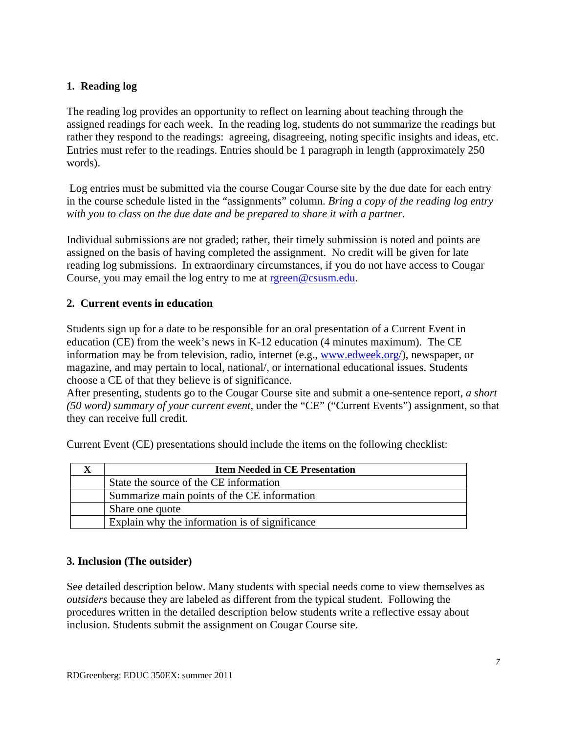### 1. Reading log

The reading log provides an opportunity to reflect on learning about teaching through the assigned readings for each week. In the reading log, students do not summarize the readings but rather they respond to the readings: agreeing, disagreeing, noting specific insights and ideas, etc. Entries must refer to the readings. Entries should be 1 paragraph in length (approximately 250 words).

Log entries must be submitted via the course Cougar Course site by the due date for each entry in the course schedule listed in the "assignments" column. *Bring a copy of the reading log entry with you to class on the due date and be prepared to share it with a partner.*

Individual submissions are not graded; rather, their timely submission is noted and points are assigned on the basis of having completed the assignment. No credit will be given for late reading log submissions. In extraordinary circumstances, if you do not have access to Cougar Course, you may email the log entry to me at rgreen@csusm.edu.

### 2. Current events in education

Students sign up for a date to be responsible for an oral presentation of a Current Event in education (CE) from the week's news in K-12 education (4 minutes maximum). The CE information may be from television, radio, internet (e.g., www.edweek.org/), newspaper, or magazine, and may pertain to local, national/, or international educational issues. Students choose a CE of that they believe is of significance.
After presenting, students go to the Cougar Course site and submit a one-sentence report, *a short (50 word) summary of your current event,* under the "CE" ("Current Events") assignment, so that they can receive full credit.

Current Event (CE) presentations should include the items on the following checklist:

| X | Item Needed in CE Presentation |
|---|---|
| | State the source of the CE information |
| | Summarize main points of the CE information |
| | Share one quote |
| | Explain why the information is of significance |

### 3. Inclusion (The outsider)

See detailed description below. Many students with special needs come to view themselves as *outsiders* because they are labeled as different from the typical student. Following the procedures written in the detailed description below students write a reflective essay about inclusion. Students submit the assignment on Cougar Course site.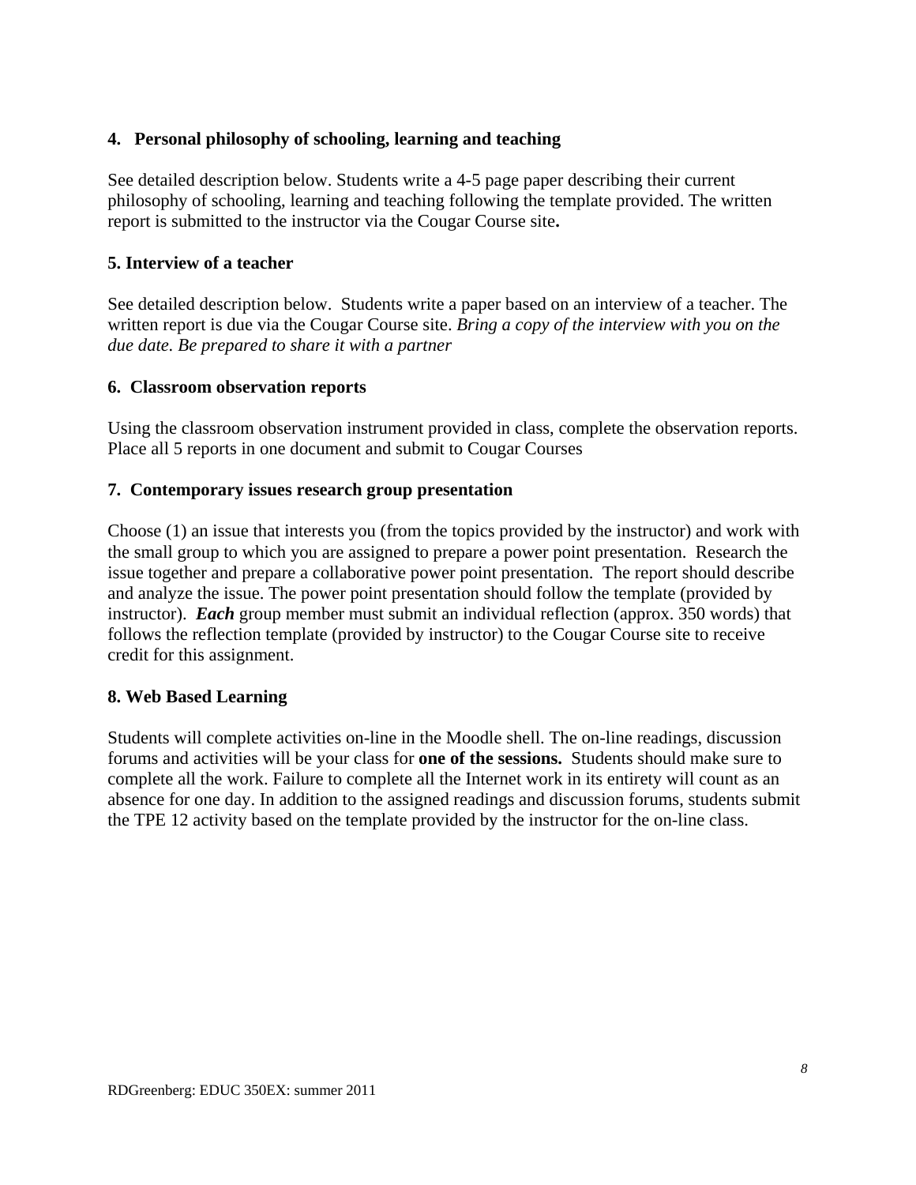**4. Personal philosophy of schooling, learning and teaching**

See detailed description below. Students write a 4-5 page paper describing their current philosophy of schooling, learning and teaching following the template provided. The written report is submitted to the instructor via the Cougar Course site**.**

**5. Interview of a teacher**

See detailed description below. Students write a paper based on an interview of a teacher. The written report is due via the Cougar Course site. *Bring a copy of the interview with you on the due date. Be prepared to share it with a partner*

**6. Classroom observation reports**

Using the classroom observation instrument provided in class, complete the observation reports. Place all 5 reports in one document and submit to Cougar Courses

**7. Contemporary issues research group presentation**

Choose (1) an issue that interests you (from the topics provided by the instructor) and work with the small group to which you are assigned to prepare a power point presentation. Research the issue together and prepare a collaborative power point presentation. The report should describe and analyze the issue. The power point presentation should follow the template (provided by instructor). ***Each*** group member must submit an individual reflection (approx. 350 words) that follows the reflection template (provided by instructor) to the Cougar Course site to receive credit for this assignment.

**8. Web Based Learning**

Students will complete activities on-line in the Moodle shell. The on-line readings, discussion forums and activities will be your class for **one of the sessions.** Students should make sure to complete all the work. Failure to complete all the Internet work in its entirety will count as an absence for one day. In addition to the assigned readings and discussion forums, students submit the TPE 12 activity based on the template provided by the instructor for the on-line class.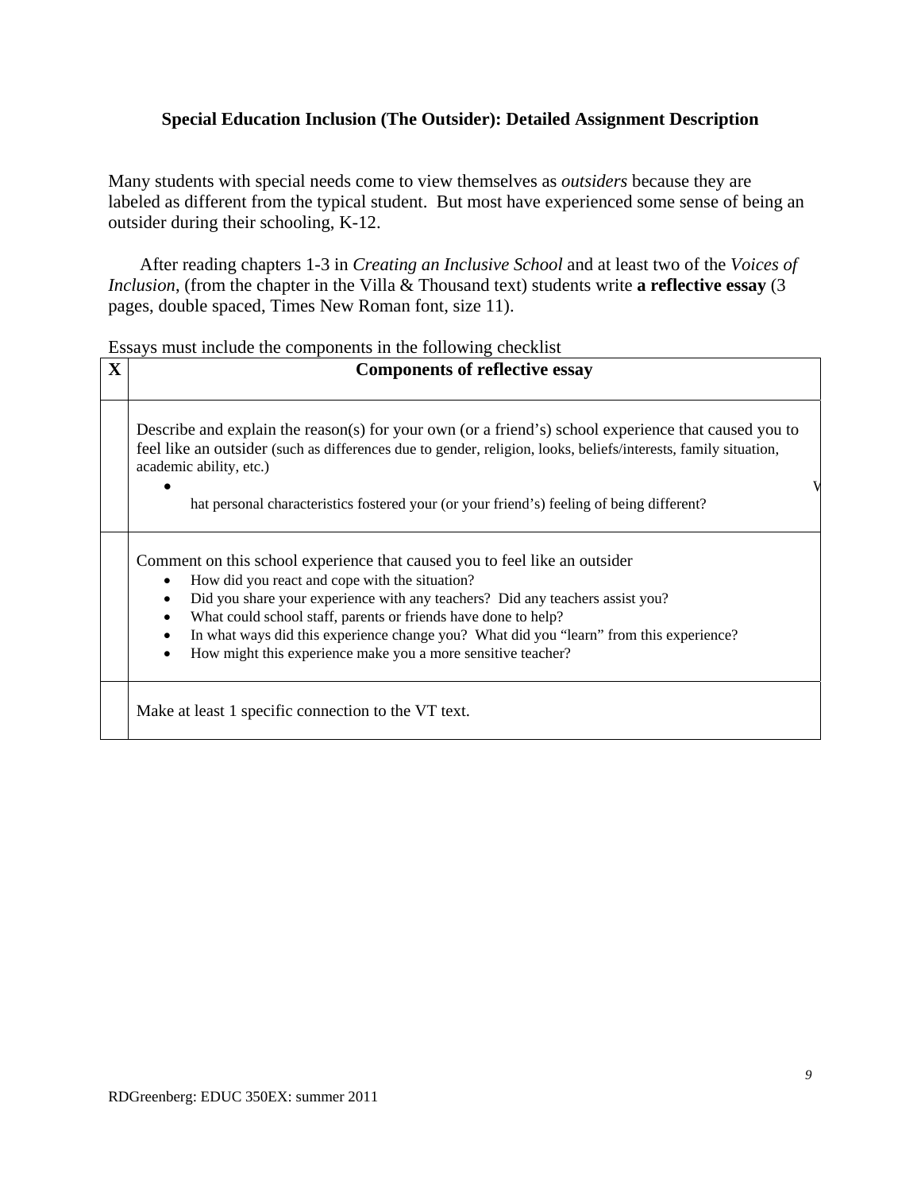**Special Education Inclusion (The Outsider): Detailed Assignment Description**

Many students with special needs come to view themselves as *outsiders* because they are labeled as different from the typical student. But most have experienced some sense of being an outsider during their schooling, K-12.

After reading chapters 1-3 in *Creating an Inclusive School* and at least two of the *Voices of Inclusion*, (from the chapter in the Villa & Thousand text) students write **a reflective essay** (3 pages, double spaced, Times New Roman font, size 11).

Essays must include the components in the following checklist

| **X** | **Components of reflective essay** |
|---|---|
| | Describe and explain the reason(s) for your own (or a friend's) school experience that caused you to feel like an outsider (such as differences due to gender, religion, looks, beliefs/interests, family situation, academic ability, etc.)<br>• What personal characteristics fostered your (or your friend's) feeling of being different? |
| | Comment on this school experience that caused you to feel like an outsider<br>• How did you react and cope with the situation?<br>• Did you share your experience with any teachers? Did any teachers assist you?<br>• What could school staff, parents or friends have done to help?<br>• In what ways did this experience change you? What did you "learn" from this experience?<br>• How might this experience make you a more sensitive teacher? |
| | Make at least 1 specific connection to the VT text. |

RDGreenberg: EDUC 350EX: summer 2011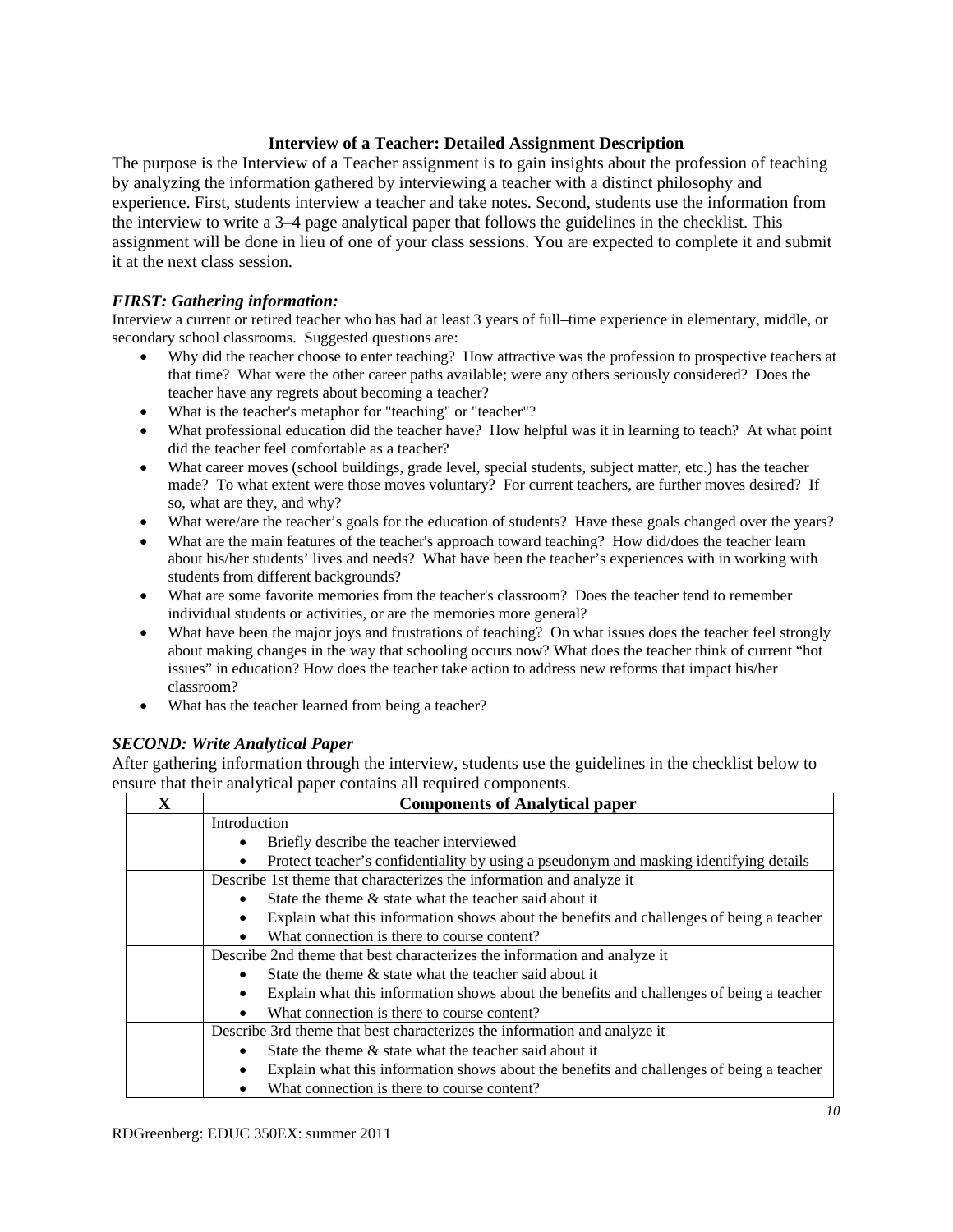**Interview of a Teacher: Detailed Assignment Description**

The purpose is the Interview of a Teacher assignment is to gain insights about the profession of teaching by analyzing the information gathered by interviewing a teacher with a distinct philosophy and experience. First, students interview a teacher and take notes. Second, students use the information from the interview to write a 3–4 page analytical paper that follows the guidelines in the checklist. This assignment will be done in lieu of one of your class sessions. You are expected to complete it and submit it at the next class session.

***FIRST: Gathering information:***

Interview a current or retired teacher who has had at least 3 years of full–time experience in elementary, middle, or secondary school classrooms. Suggested questions are:

- Why did the teacher choose to enter teaching? How attractive was the profession to prospective teachers at that time? What were the other career paths available; were any others seriously considered? Does the teacher have any regrets about becoming a teacher?
- What is the teacher's metaphor for "teaching" or "teacher"?
- What professional education did the teacher have? How helpful was it in learning to teach? At what point did the teacher feel comfortable as a teacher?
- What career moves (school buildings, grade level, special students, subject matter, etc.) has the teacher made? To what extent were those moves voluntary? For current teachers, are further moves desired? If so, what are they, and why?
- What were/are the teacher's goals for the education of students? Have these goals changed over the years?
- What are the main features of the teacher's approach toward teaching? How did/does the teacher learn about his/her students' lives and needs? What have been the teacher's experiences with in working with students from different backgrounds?
- What are some favorite memories from the teacher's classroom? Does the teacher tend to remember individual students or activities, or are the memories more general?
- What have been the major joys and frustrations of teaching? On what issues does the teacher feel strongly about making changes in the way that schooling occurs now? What does the teacher think of current "hot issues" in education? How does the teacher take action to address new reforms that impact his/her classroom?
- What has the teacher learned from being a teacher?

***SECOND: Write Analytical Paper***

After gathering information through the interview, students use the guidelines in the checklist below to ensure that their analytical paper contains all required components.

| X | Components of Analytical paper |
|---|---|
| | Introduction<br>• Briefly describe the teacher interviewed<br>• Protect teacher's confidentiality by using a pseudonym and masking identifying details |
| | Describe 1st theme that characterizes the information and analyze it<br>• State the theme & state what the teacher said about it<br>• Explain what this information shows about the benefits and challenges of being a teacher<br>• What connection is there to course content? |
| | Describe 2nd theme that best characterizes the information and analyze it<br>• State the theme & state what the teacher said about it<br>• Explain what this information shows about the benefits and challenges of being a teacher<br>• What connection is there to course content? |
| | Describe 3rd theme that best characterizes the information and analyze it<br>• State the theme & state what the teacher said about it<br>• Explain what this information shows about the benefits and challenges of being a teacher<br>• What connection is there to course content? |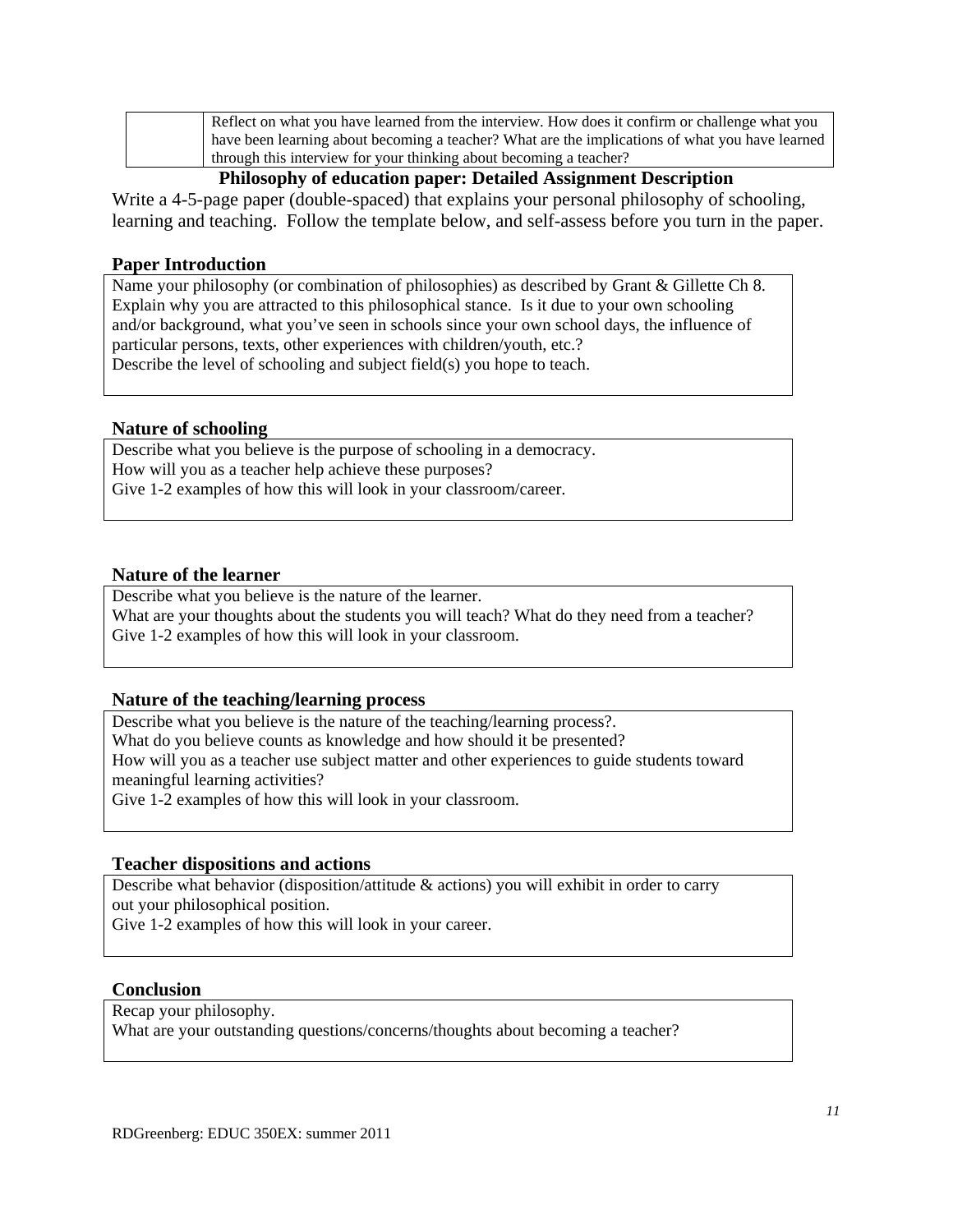| | |
|---|---|
| | Reflect on what you have learned from the interview. How does it confirm or challenge what you have been learning about becoming a teacher? What are the implications of what you have learned through this interview for your thinking about becoming a teacher? |

## Philosophy of education paper: Detailed Assignment Description

Write a 4-5-page paper (double-spaced) that explains your personal philosophy of schooling, learning and teaching. Follow the template below, and self-assess before you turn in the paper.

### Paper Introduction

Name your philosophy (or combination of philosophies) as described by Grant & Gillette Ch 8.
Explain why you are attracted to this philosophical stance. Is it due to your own schooling and/or background, what you've seen in schools since your own school days, the influence of particular persons, texts, other experiences with children/youth, etc.?
Describe the level of schooling and subject field(s) you hope to teach.

### Nature of schooling

Describe what you believe is the purpose of schooling in a democracy.
How will you as a teacher help achieve these purposes?
Give 1-2 examples of how this will look in your classroom/career.

### Nature of the learner

Describe what you believe is the nature of the learner.
What are your thoughts about the students you will teach? What do they need from a teacher?
Give 1-2 examples of how this will look in your classroom.

### Nature of the teaching/learning process

Describe what you believe is the nature of the teaching/learning process?.
What do you believe counts as knowledge and how should it be presented?
How will you as a teacher use subject matter and other experiences to guide students toward meaningful learning activities?
Give 1-2 examples of how this will look in your classroom.

### Teacher dispositions and actions

Describe what behavior (disposition/attitude & actions) you will exhibit in order to carry out your philosophical position.
Give 1-2 examples of how this will look in your career.

### Conclusion

Recap your philosophy.
What are your outstanding questions/concerns/thoughts about becoming a teacher?